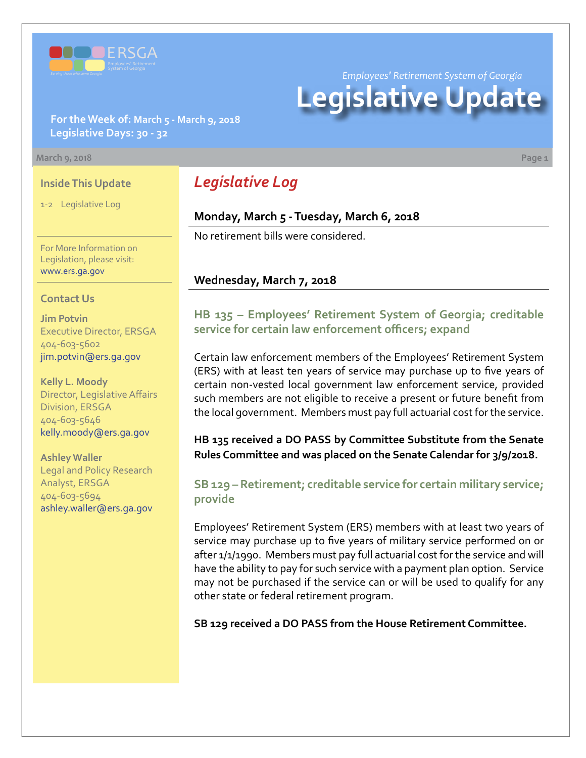Employees' Retirement System of Georgia

# Legislative Update

**For the Week of: March 5 - March 9, 2018**
**Legislative Days: 30 - 32**

March 9, 2018

### Inside This Update

1-2 Legislative Log

For More Information on Legislation, please visit: www.ers.ga.gov

### Contact Us

**Jim Potvin**
Executive Director, ERSGA
404-603-5602
jim.potvin@ers.ga.gov

**Kelly L. Moody**
Director, Legislative Affairs Division, ERSGA
404-603-5646
kelly.moody@ers.ga.gov

**Ashley Waller**
Legal and Policy Research Analyst, ERSGA
404-603-5694
ashley.waller@ers.ga.gov

## *Legislative Log*

### Monday, March 5 - Tuesday, March 6, 2018

No retirement bills were considered.

### Wednesday, March 7, 2018

#### HB 135 – Employees' Retirement System of Georgia; creditable service for certain law enforcement officers; expand

Certain law enforcement members of the Employees' Retirement System (ERS) with at least ten years of service may purchase up to five years of certain non-vested local government law enforcement service, provided such members are not eligible to receive a present or future benefit from the local government. Members must pay full actuarial cost for the service.

**HB 135 received a DO PASS by Committee Substitute from the Senate Rules Committee and was placed on the Senate Calendar for 3/9/2018.**

#### SB 129 – Retirement; creditable service for certain military service; provide

Employees' Retirement System (ERS) members with at least two years of service may purchase up to five years of military service performed on or after 1/1/1990. Members must pay full actuarial cost for the service and will have the ability to pay for such service with a payment plan option. Service may not be purchased if the service can or will be used to qualify for any other state or federal retirement program.

**SB 129 received a DO PASS from the House Retirement Committee.**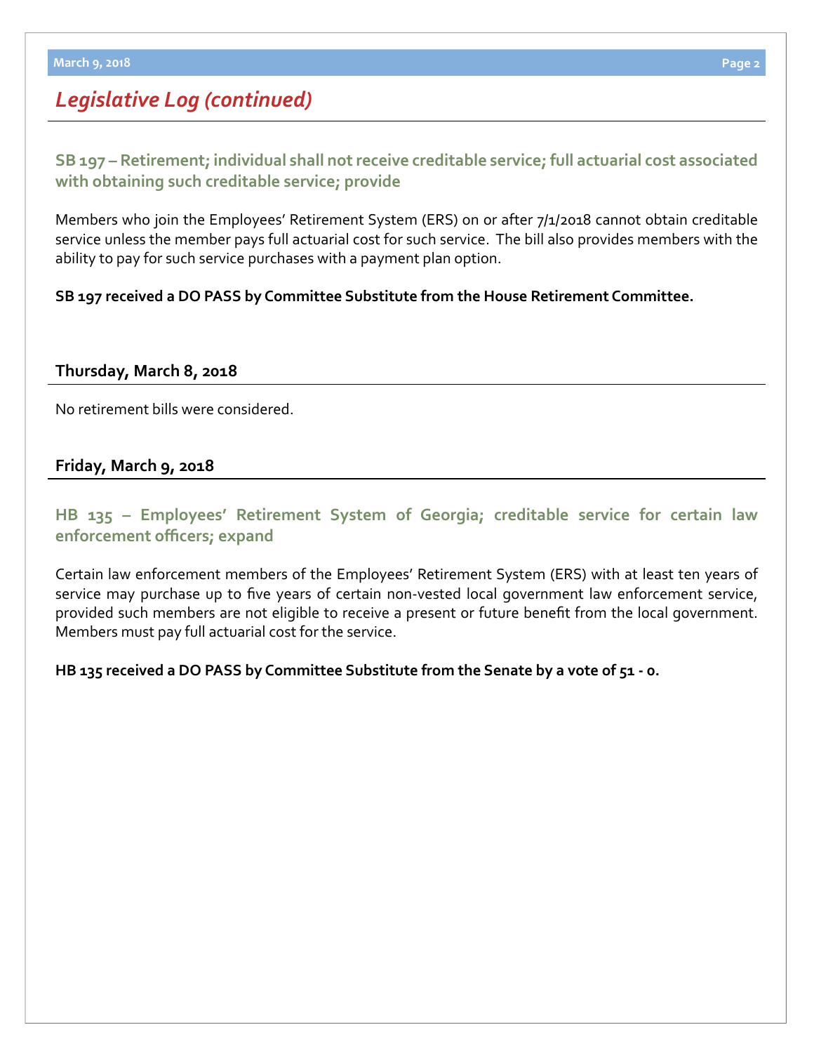## *Legislative Log (continued)*

### SB 197 – Retirement; individual shall not receive creditable service; full actuarial cost associated with obtaining such creditable service; provide

Members who join the Employees' Retirement System (ERS) on or after 7/1/2018 cannot obtain creditable service unless the member pays full actuarial cost for such service. The bill also provides members with the ability to pay for such service purchases with a payment plan option.

**SB 197 received a DO PASS by Committee Substitute from the House Retirement Committee.**

### Thursday, March 8, 2018

No retirement bills were considered.

### Friday, March 9, 2018

### HB 135 – Employees' Retirement System of Georgia; creditable service for certain law enforcement officers; expand

Certain law enforcement members of the Employees' Retirement System (ERS) with at least ten years of service may purchase up to five years of certain non-vested local government law enforcement service, provided such members are not eligible to receive a present or future benefit from the local government. Members must pay full actuarial cost for the service.

**HB 135 received a DO PASS by Committee Substitute from the Senate by a vote of 51 - 0.**